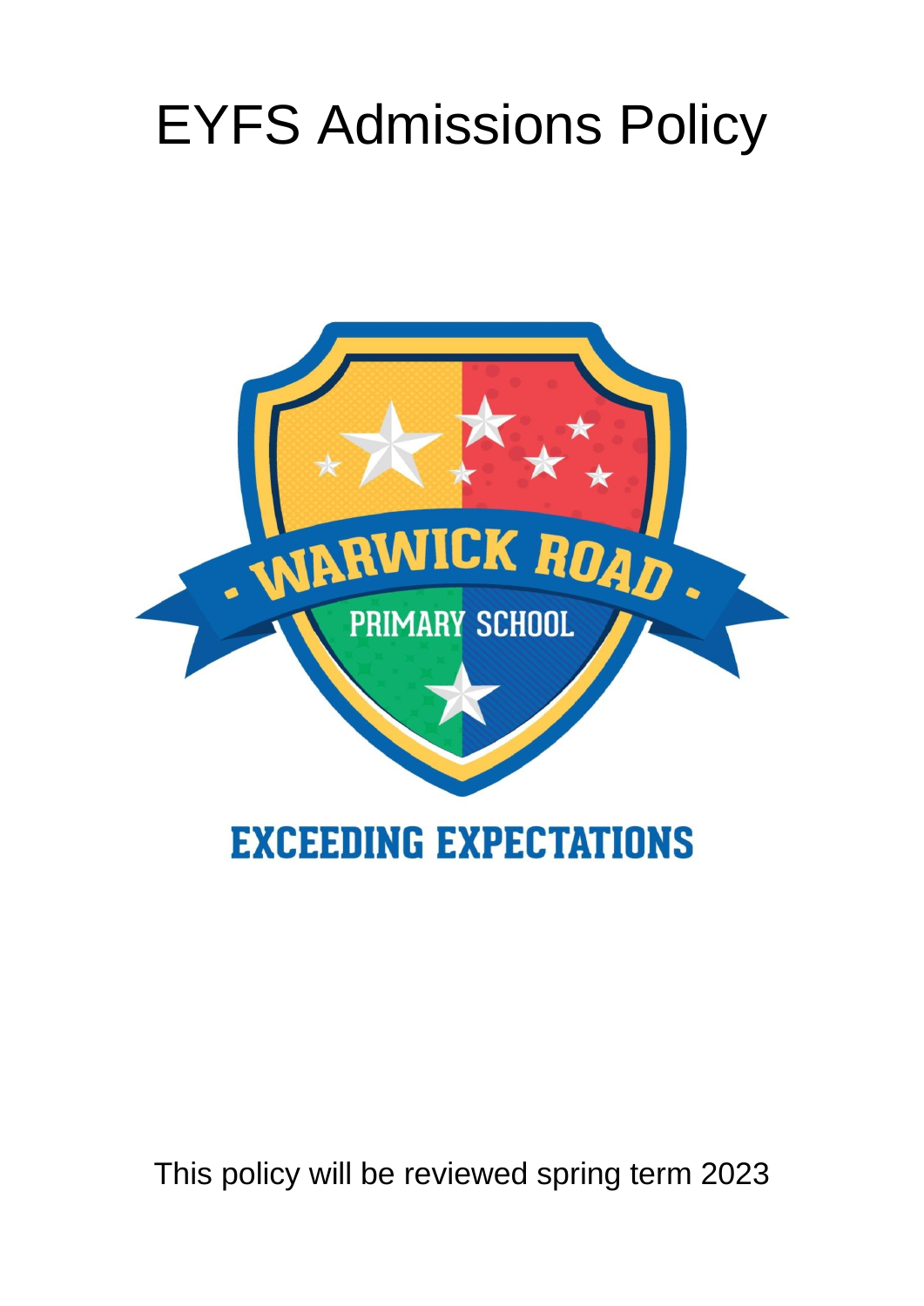# EYFS Admissions Policy

WARWICK ROAD PRIMARY SCHOOL

EXCEEDING EXPECTATIONS

This policy will be reviewed spring term 2023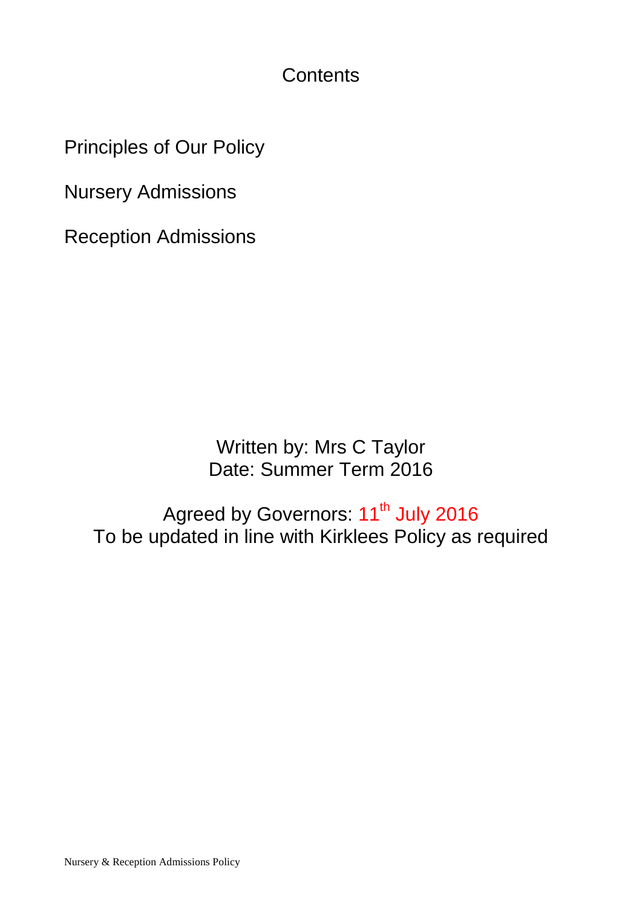# Contents

Principles of Our Policy

Nursery Admissions

Reception Admissions

Written by: Mrs C Taylor
Date: Summer Term 2016

Agreed by Governors: 11th July 2016
To be updated in line with Kirklees Policy as required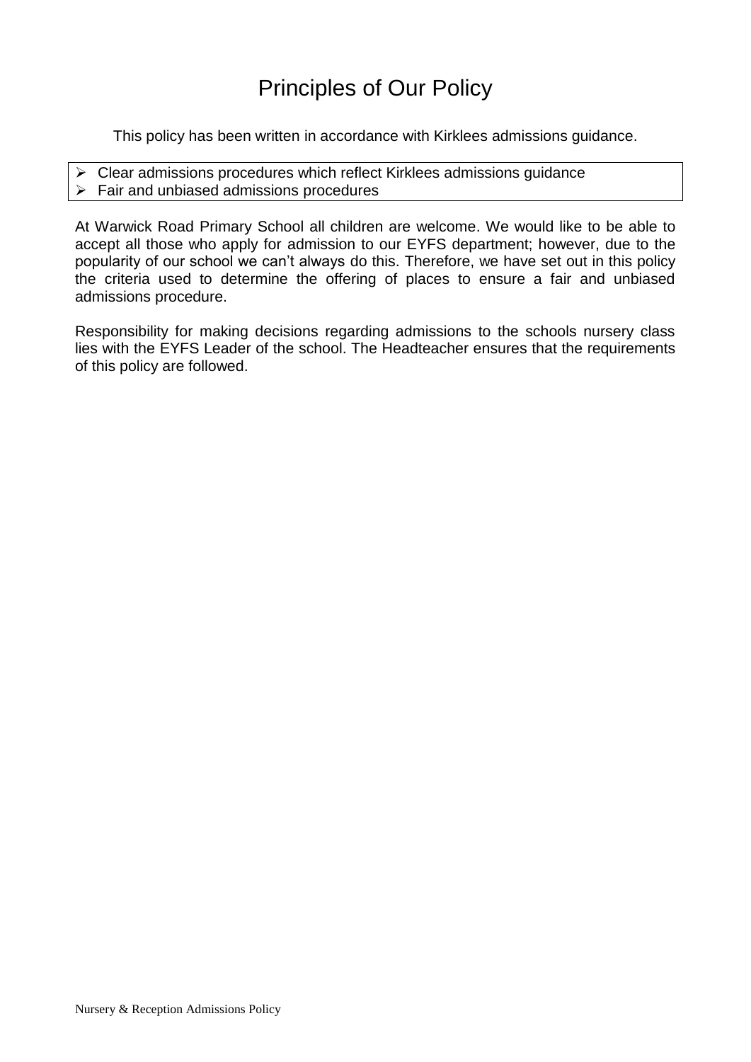# Principles of Our Policy

This policy has been written in accordance with Kirklees admissions guidance.

- Clear admissions procedures which reflect Kirklees admissions guidance
- Fair and unbiased admissions procedures

At Warwick Road Primary School all children are welcome. We would like to be able to accept all those who apply for admission to our EYFS department; however, due to the popularity of our school we can't always do this. Therefore, we have set out in this policy the criteria used to determine the offering of places to ensure a fair and unbiased admissions procedure.

Responsibility for making decisions regarding admissions to the schools nursery class lies with the EYFS Leader of the school. The Headteacher ensures that the requirements of this policy are followed.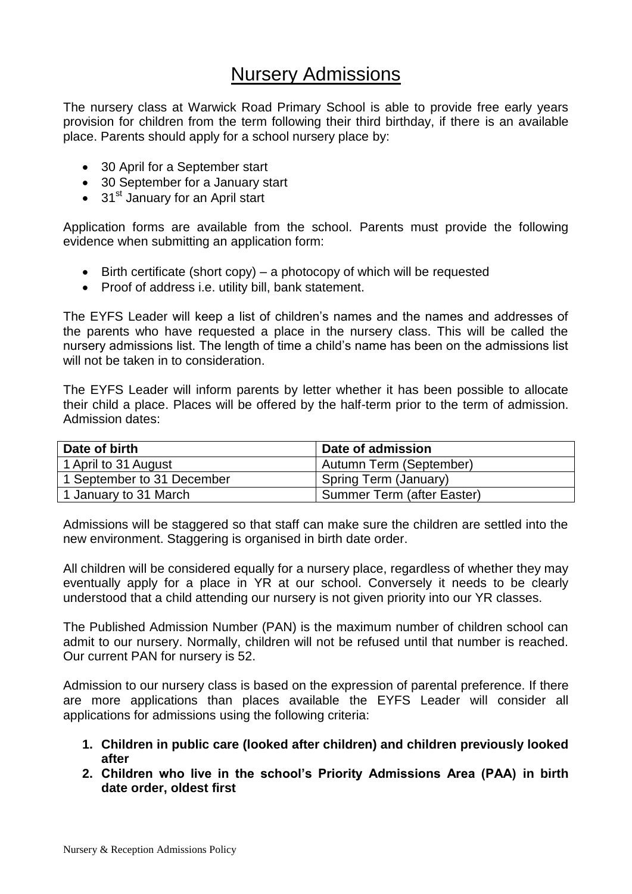# Nursery Admissions

The nursery class at Warwick Road Primary School is able to provide free early years provision for children from the term following their third birthday, if there is an available place. Parents should apply for a school nursery place by:

- 30 April for a September start
- 30 September for a January start
- 31st January for an April start

Application forms are available from the school. Parents must provide the following evidence when submitting an application form:

- Birth certificate (short copy) – a photocopy of which will be requested
- Proof of address i.e. utility bill, bank statement.

The EYFS Leader will keep a list of children's names and the names and addresses of the parents who have requested a place in the nursery class. This will be called the nursery admissions list. The length of time a child's name has been on the admissions list will not be taken in to consideration.

The EYFS Leader will inform parents by letter whether it has been possible to allocate their child a place. Places will be offered by the half-term prior to the term of admission. Admission dates:

| Date of birth | Date of admission |
|---|---|
| 1 April to 31 August | Autumn Term (September) |
| 1 September to 31 December | Spring Term (January) |
| 1 January to 31 March | Summer Term (after Easter) |

Admissions will be staggered so that staff can make sure the children are settled into the new environment. Staggering is organised in birth date order.

All children will be considered equally for a nursery place, regardless of whether they may eventually apply for a place in YR at our school. Conversely it needs to be clearly understood that a child attending our nursery is not given priority into our YR classes.

The Published Admission Number (PAN) is the maximum number of children school can admit to our nursery. Normally, children will not be refused until that number is reached. Our current PAN for nursery is 52.

Admission to our nursery class is based on the expression of parental preference. If there are more applications than places available the EYFS Leader will consider all applications for admissions using the following criteria:

1. **Children in public care (looked after children) and children previously looked after**
2. **Children who live in the school's Priority Admissions Area (PAA) in birth date order, oldest first**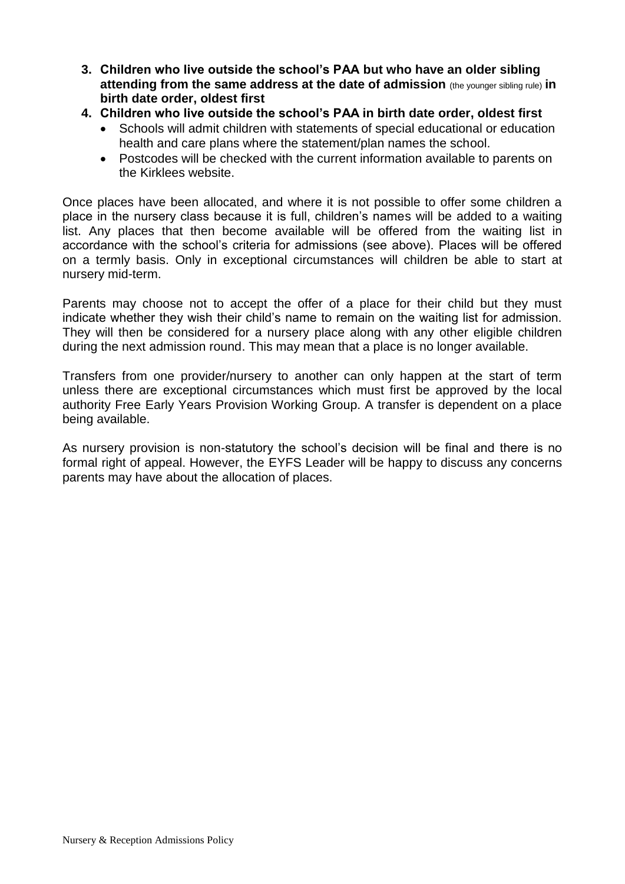3. **Children who live outside the school's PAA but who have an older sibling attending from the same address at the date of admission** (the younger sibling rule) **in birth date order, oldest first**
4. **Children who live outside the school's PAA in birth date order, oldest first**
   - Schools will admit children with statements of special educational or education health and care plans where the statement/plan names the school.
   - Postcodes will be checked with the current information available to parents on the Kirklees website.

Once places have been allocated, and where it is not possible to offer some children a place in the nursery class because it is full, children's names will be added to a waiting list. Any places that then become available will be offered from the waiting list in accordance with the school's criteria for admissions (see above). Places will be offered on a termly basis. Only in exceptional circumstances will children be able to start at nursery mid-term.

Parents may choose not to accept the offer of a place for their child but they must indicate whether they wish their child's name to remain on the waiting list for admission. They will then be considered for a nursery place along with any other eligible children during the next admission round. This may mean that a place is no longer available.

Transfers from one provider/nursery to another can only happen at the start of term unless there are exceptional circumstances which must first be approved by the local authority Free Early Years Provision Working Group. A transfer is dependent on a place being available.

As nursery provision is non-statutory the school's decision will be final and there is no formal right of appeal. However, the EYFS Leader will be happy to discuss any concerns parents may have about the allocation of places.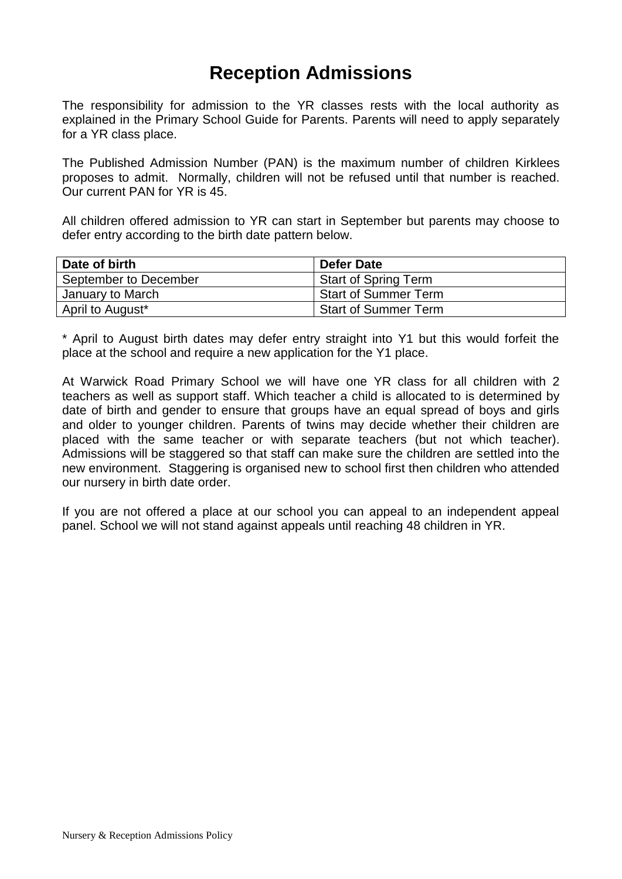# Reception Admissions

The responsibility for admission to the YR classes rests with the local authority as explained in the Primary School Guide for Parents. Parents will need to apply separately for a YR class place.

The Published Admission Number (PAN) is the maximum number of children Kirklees proposes to admit. Normally, children will not be refused until that number is reached. Our current PAN for YR is 45.

All children offered admission to YR can start in September but parents may choose to defer entry according to the birth date pattern below.

| Date of birth | Defer Date |
|---|---|
| September to December | Start of Spring Term |
| January to March | Start of Summer Term |
| April to August* | Start of Summer Term |

* April to August birth dates may defer entry straight into Y1 but this would forfeit the place at the school and require a new application for the Y1 place.

At Warwick Road Primary School we will have one YR class for all children with 2 teachers as well as support staff. Which teacher a child is allocated to is determined by date of birth and gender to ensure that groups have an equal spread of boys and girls and older to younger children. Parents of twins may decide whether their children are placed with the same teacher or with separate teachers (but not which teacher). Admissions will be staggered so that staff can make sure the children are settled into the new environment. Staggering is organised new to school first then children who attended our nursery in birth date order.

If you are not offered a place at our school you can appeal to an independent appeal panel. School we will not stand against appeals until reaching 48 children in YR.